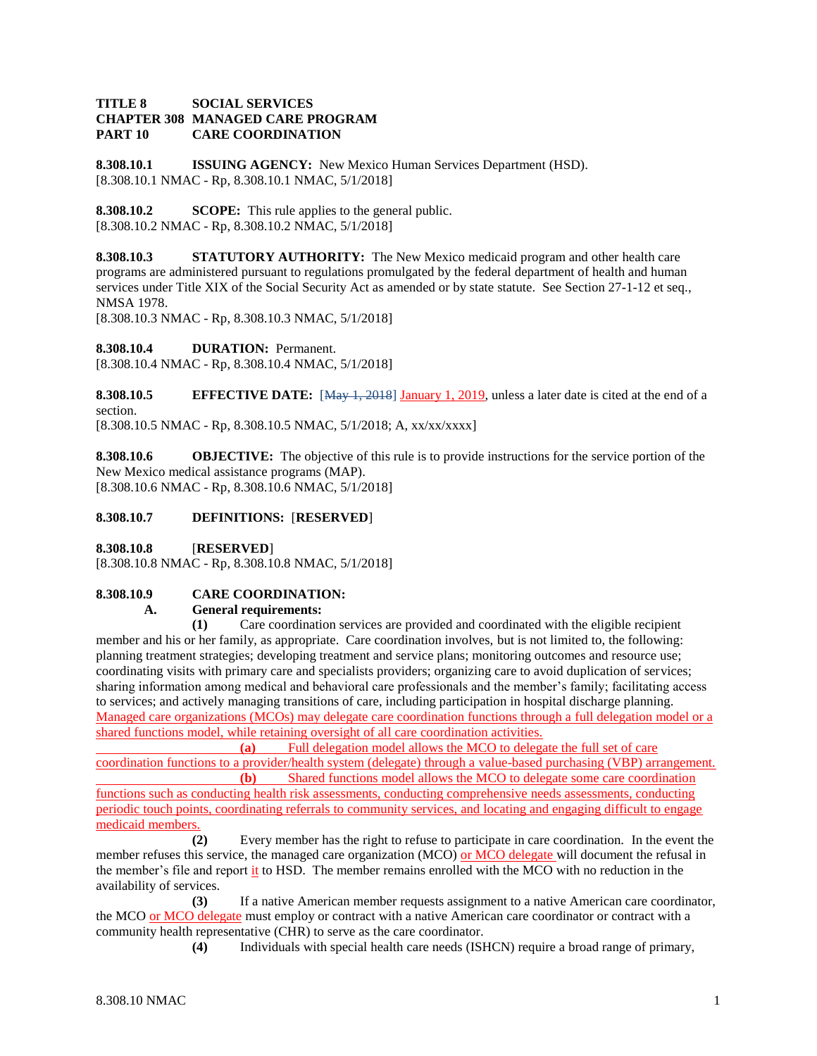**TITLE 8 SOCIAL SERVICES**
**CHAPTER 308 MANAGED CARE PROGRAM**
**PART 10 CARE COORDINATION**

**8.308.10.1 ISSUING AGENCY:** New Mexico Human Services Department (HSD).
[8.308.10.1 NMAC - Rp, 8.308.10.1 NMAC, 5/1/2018]

**8.308.10.2 SCOPE:** This rule applies to the general public.
[8.308.10.2 NMAC - Rp, 8.308.10.2 NMAC, 5/1/2018]

**8.308.10.3 STATUTORY AUTHORITY:** The New Mexico medicaid program and other health care programs are administered pursuant to regulations promulgated by the federal department of health and human services under Title XIX of the Social Security Act as amended or by state statute. See Section 27-1-12 et seq., NMSA 1978.
[8.308.10.3 NMAC - Rp, 8.308.10.3 NMAC, 5/1/2018]

**8.308.10.4 DURATION:** Permanent.
[8.308.10.4 NMAC - Rp, 8.308.10.4 NMAC, 5/1/2018]

**8.308.10.5 EFFECTIVE DATE:** [~~May 1, 2018~~] January 1, 2019, unless a later date is cited at the end of a section.
[8.308.10.5 NMAC - Rp, 8.308.10.5 NMAC, 5/1/2018; A, xx/xx/xxxx]

**8.308.10.6 OBJECTIVE:** The objective of this rule is to provide instructions for the service portion of the New Mexico medical assistance programs (MAP).
[8.308.10.6 NMAC - Rp, 8.308.10.6 NMAC, 5/1/2018]

**8.308.10.7 DEFINITIONS:** [**RESERVED**]

**8.308.10.8** [**RESERVED**]
[8.308.10.8 NMAC - Rp, 8.308.10.8 NMAC, 5/1/2018]

**8.308.10.9 CARE COORDINATION:**

**A. General requirements:**

**(1)** Care coordination services are provided and coordinated with the eligible recipient member and his or her family, as appropriate. Care coordination involves, but is not limited to, the following: planning treatment strategies; developing treatment and service plans; monitoring outcomes and resource use; coordinating visits with primary care and specialists providers; organizing care to avoid duplication of services; sharing information among medical and behavioral care professionals and the member's family; facilitating access to services; and actively managing transitions of care, including participation in hospital discharge planning. Managed care organizations (MCOs) may delegate care coordination functions through a full delegation model or a shared functions model, while retaining oversight of all care coordination activities.

**(a)** Full delegation model allows the MCO to delegate the full set of care coordination functions to a provider/health system (delegate) through a value-based purchasing (VBP) arrangement.

**(b)** Shared functions model allows the MCO to delegate some care coordination functions such as conducting health risk assessments, conducting comprehensive needs assessments, conducting periodic touch points, coordinating referrals to community services, and locating and engaging difficult to engage medicaid members.

**(2)** Every member has the right to refuse to participate in care coordination. In the event the member refuses this service, the managed care organization (MCO) or MCO delegate will document the refusal in the member's file and report it to HSD. The member remains enrolled with the MCO with no reduction in the availability of services.

**(3)** If a native American member requests assignment to a native American care coordinator, the MCO or MCO delegate must employ or contract with a native American care coordinator or contract with a community health representative (CHR) to serve as the care coordinator.

**(4)** Individuals with special health care needs (ISHCN) require a broad range of primary,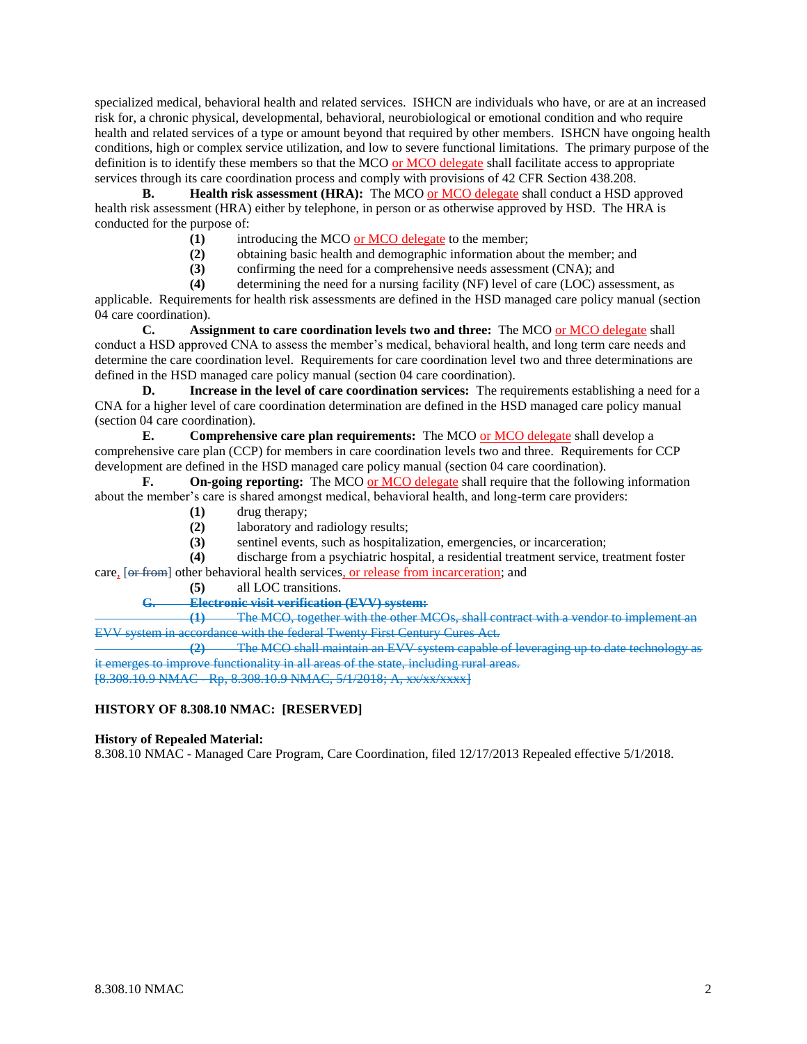specialized medical, behavioral health and related services. ISHCN are individuals who have, or are at an increased risk for, a chronic physical, developmental, behavioral, neurobiological or emotional condition and who require health and related services of a type or amount beyond that required by other members. ISHCN have ongoing health conditions, high or complex service utilization, and low to severe functional limitations. The primary purpose of the definition is to identify these members so that the MCO or MCO delegate shall facilitate access to appropriate services through its care coordination process and comply with provisions of 42 CFR Section 438.208.

**B. Health risk assessment (HRA):** The MCO or MCO delegate shall conduct a HSD approved health risk assessment (HRA) either by telephone, in person or as otherwise approved by HSD. The HRA is conducted for the purpose of:

**(1)** introducing the MCO or MCO delegate to the member;

**(2)** obtaining basic health and demographic information about the member; and

**(3)** confirming the need for a comprehensive needs assessment (CNA); and

**(4)** determining the need for a nursing facility (NF) level of care (LOC) assessment, as applicable. Requirements for health risk assessments are defined in the HSD managed care policy manual (section 04 care coordination).

**C. Assignment to care coordination levels two and three:** The MCO or MCO delegate shall conduct a HSD approved CNA to assess the member's medical, behavioral health, and long term care needs and determine the care coordination level. Requirements for care coordination level two and three determinations are defined in the HSD managed care policy manual (section 04 care coordination).

**D. Increase in the level of care coordination services:** The requirements establishing a need for a CNA for a higher level of care coordination determination are defined in the HSD managed care policy manual (section 04 care coordination).

**E. Comprehensive care plan requirements:** The MCO or MCO delegate shall develop a comprehensive care plan (CCP) for members in care coordination levels two and three. Requirements for CCP development are defined in the HSD managed care policy manual (section 04 care coordination).

**F. On-going reporting:** The MCO or MCO delegate shall require that the following information about the member's care is shared amongst medical, behavioral health, and long-term care providers:

**(1)** drug therapy;

**(2)** laboratory and radiology results;

**(3)** sentinel events, such as hospitalization, emergencies, or incarceration;

**(4)** discharge from a psychiatric hospital, a residential treatment service, treatment foster care, [~~or from~~] other behavioral health services, or release from incarceration; and

**(5)** all LOC transitions.

~~**G. Electronic visit verification (EVV) system:**~~

~~**(1)** The MCO, together with the other MCOs, shall contract with a vendor to implement an EVV system in accordance with the federal Twenty First Century Cures Act.~~

~~**(2)** The MCO shall maintain an EVV system capable of leveraging up to date technology as it emerges to improve functionality in all areas of the state, including rural areas.~~

~~[8.308.10.9 NMAC - Rp, 8.308.10.9 NMAC, 5/1/2018; A, xx/xx/xxxx]~~

**HISTORY OF 8.308.10 NMAC: [RESERVED]**

**History of Repealed Material:**

8.308.10 NMAC - Managed Care Program, Care Coordination, filed 12/17/2013 Repealed effective 5/1/2018.